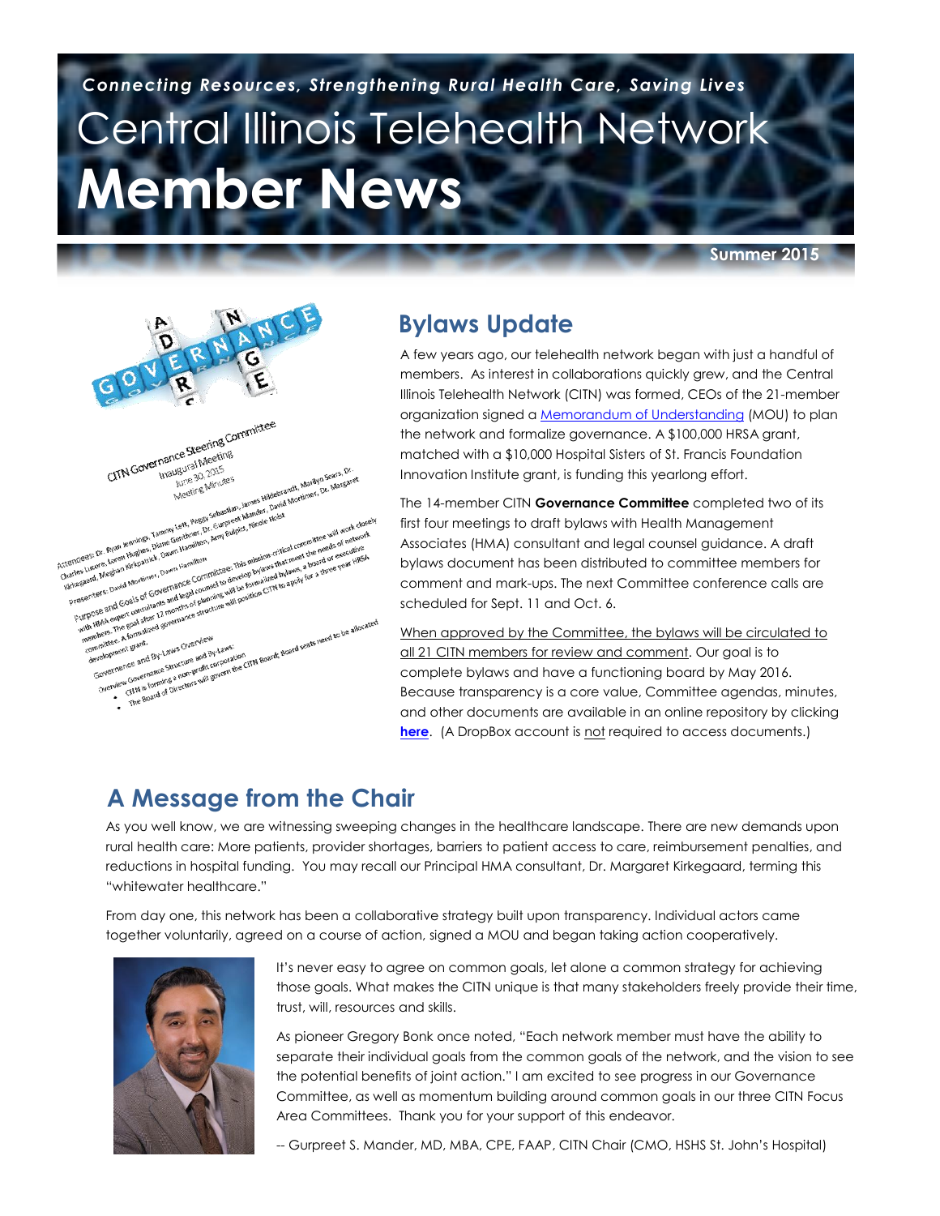*Connecting Resources, Strengthening Rural Health Care, Saving Lives*

# Central Illinois Telehealth Network

# Member News

Summer 2015

## Bylaws Update

A few years ago, our telehealth network began with just a handful of members. As interest in collaborations quickly grew, and the Central Illinois Telehealth Network (CITN) was formed, CEOs of the 21-member organization signed a Memorandum of Understanding (MOU) to plan the network and formalize governance. A $100,000 HRSA grant, matched with a $10,000 Hospital Sisters of St. Francis Foundation Innovation Institute grant, is funding this yearlong effort.

The 14-member CITN **Governance Committee** completed two of its first four meetings to draft bylaws with Health Management Associates (HMA) consultant and legal counsel guidance. A draft bylaws document has been distributed to committee members for comment and mark-ups. The next Committee conference calls are scheduled for Sept. 11 and Oct. 6.

When approved by the Committee, the bylaws will be circulated to all 21 CITN members for review and comment. Our goal is to complete bylaws and have a functioning board by May 2016. Because transparency is a core value, Committee agendas, minutes, and other documents are available in an online repository by clicking **here**. (A DropBox account is not required to access documents.)

## A Message from the Chair

As you well know, we are witnessing sweeping changes in the healthcare landscape. There are new demands upon rural health care: More patients, provider shortages, barriers to patient access to care, reimbursement penalties, and reductions in hospital funding. You may recall our Principal HMA consultant, Dr. Margaret Kirkegaard, terming this "whitewater healthcare."

From day one, this network has been a collaborative strategy built upon transparency. Individual actors came together voluntarily, agreed on a course of action, signed a MOU and began taking action cooperatively.

It's never easy to agree on common goals, let alone a common strategy for achieving those goals. What makes the CITN unique is that many stakeholders freely provide their time, trust, will, resources and skills.

As pioneer Gregory Bonk once noted, "Each network member must have the ability to separate their individual goals from the common goals of the network, and the vision to see the potential benefits of joint action." I am excited to see progress in our Governance Committee, as well as momentum building around common goals in our three CITN Focus Area Committees. Thank you for your support of this endeavor.

-- Gurpreet S. Mander, MD, MBA, CPE, FAAP, CITN Chair (CMO, HSHS St. John's Hospital)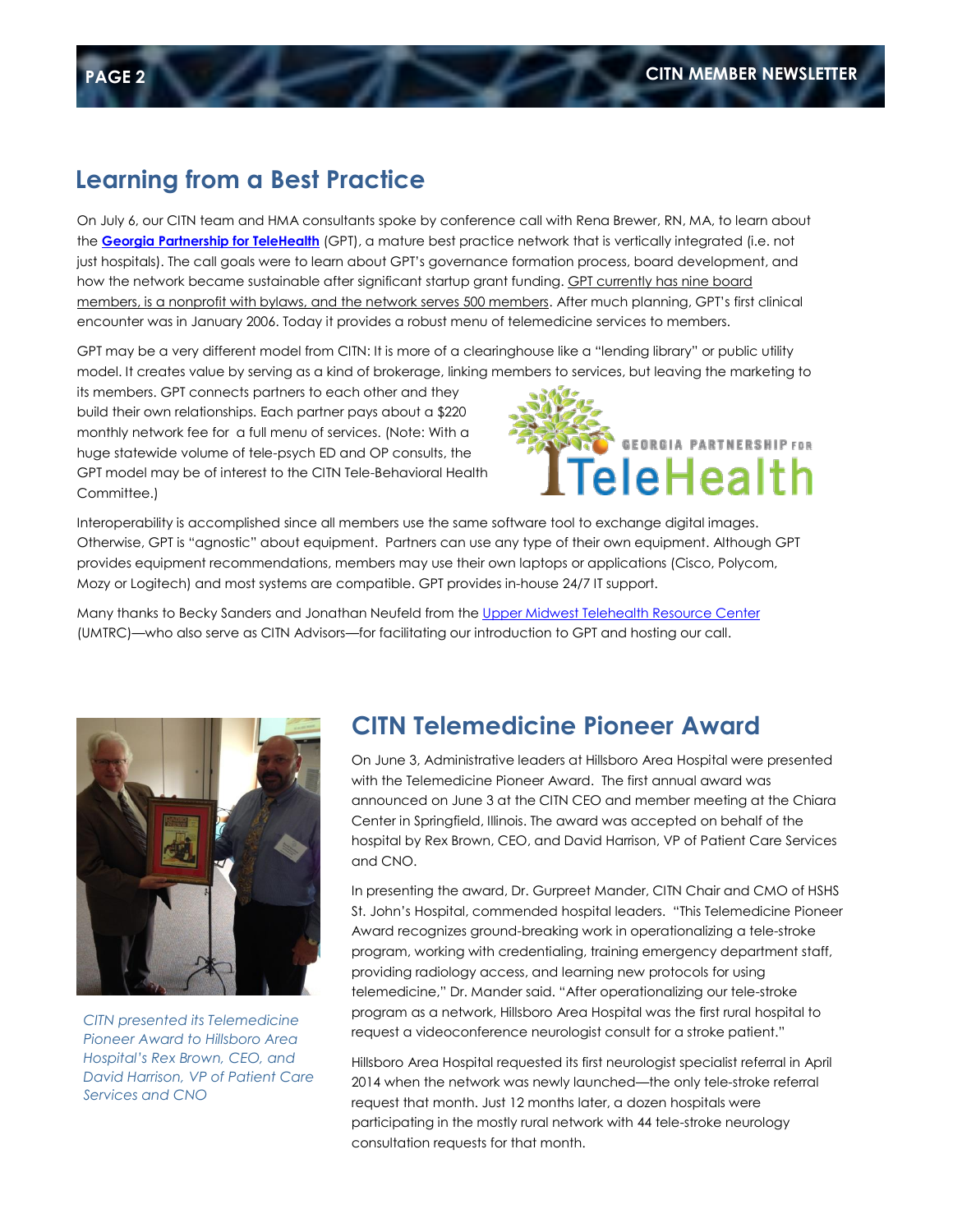## Learning from a Best Practice

On July 6, our CITN team and HMA consultants spoke by conference call with Rena Brewer, RN, MA, to learn about the **Georgia Partnership for TeleHealth** (GPT), a mature best practice network that is vertically integrated (i.e. not just hospitals). The call goals were to learn about GPT's governance formation process, board development, and how the network became sustainable after significant startup grant funding. GPT currently has nine board members, is a nonprofit with bylaws, and the network serves 500 members. After much planning, GPT's first clinical encounter was in January 2006. Today it provides a robust menu of telemedicine services to members.

GPT may be a very different model from CITN: It is more of a clearinghouse like a "lending library" or public utility model. It creates value by serving as a kind of brokerage, linking members to services, but leaving the marketing to its members. GPT connects partners to each other and they build their own relationships. Each partner pays about a $220 monthly network fee for a full menu of services. (Note: With a huge statewide volume of tele-psych ED and OP consults, the GPT model may be of interest to the CITN Tele-Behavioral Health Committee.)

Interoperability is accomplished since all members use the same software tool to exchange digital images. Otherwise, GPT is "agnostic" about equipment. Partners can use any type of their own equipment. Although GPT provides equipment recommendations, members may use their own laptops or applications (Cisco, Polycom, Mozy or Logitech) and most systems are compatible. GPT provides in-house 24/7 IT support.

Many thanks to Becky Sanders and Jonathan Neufeld from the Upper Midwest Telehealth Resource Center (UMTRC)—who also serve as CITN Advisors—for facilitating our introduction to GPT and hosting our call.

## CITN Telemedicine Pioneer Award

*CITN presented its Telemedicine Pioneer Award to Hillsboro Area Hospital's Rex Brown, CEO, and David Harrison, VP of Patient Care Services and CNO*

On June 3, Administrative leaders at Hillsboro Area Hospital were presented with the Telemedicine Pioneer Award. The first annual award was announced on June 3 at the CITN CEO and member meeting at the Chiara Center in Springfield, Illinois. The award was accepted on behalf of the hospital by Rex Brown, CEO, and David Harrison, VP of Patient Care Services and CNO.

In presenting the award, Dr. Gurpreet Mander, CITN Chair and CMO of HSHS St. John's Hospital, commended hospital leaders. "This Telemedicine Pioneer Award recognizes ground-breaking work in operationalizing a tele-stroke program, working with credentialing, training emergency department staff, providing radiology access, and learning new protocols for using telemedicine," Dr. Mander said. "After operationalizing our tele-stroke program as a network, Hillsboro Area Hospital was the first rural hospital to request a videoconference neurologist consult for a stroke patient."

Hillsboro Area Hospital requested its first neurologist specialist referral in April 2014 when the network was newly launched—the only tele-stroke referral request that month. Just 12 months later, a dozen hospitals were participating in the mostly rural network with 44 tele-stroke neurology consultation requests for that month.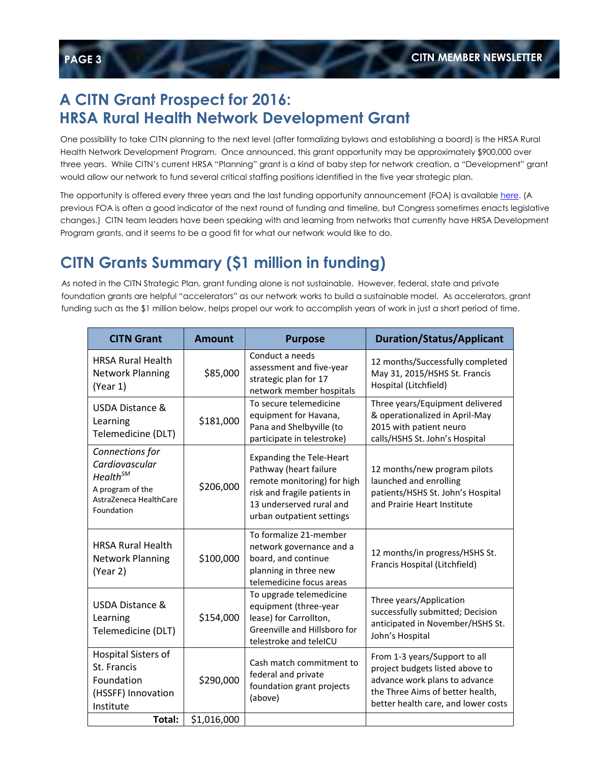## A CITN Grant Prospect for 2016: HRSA Rural Health Network Development Grant

One possibility to take CITN planning to the next level (after formalizing bylaws and establishing a board) is the HRSA Rural Health Network Development Program. Once announced, this grant opportunity may be approximately $900,000 over three years. While CITN's current HRSA "Planning" grant is a kind of baby step for network creation, a "Development" grant would allow our network to fund several critical staffing positions identified in the five year strategic plan.

The opportunity is offered every three years and the last funding opportunity announcement (FOA) is available here. (A previous FOA is often a good indicator of the next round of funding and timeline, but Congress sometimes enacts legislative changes.) CITN team leaders have been speaking with and learning from networks that currently have HRSA Development Program grants, and it seems to be a good fit for what our network would like to do.

## CITN Grants Summary ($1 million in funding)

As noted in the CITN Strategic Plan, grant funding alone is not sustainable. However, federal, state and private foundation grants are helpful "accelerators" as our network works to build a sustainable model. As accelerators, grant funding such as the $1 million below, helps propel our work to accomplish years of work in just a short period of time.

| CITN Grant | Amount | Purpose | Duration/Status/Applicant |
|---|---|---|---|
| HRSA Rural Health Network Planning (Year 1) | $85,000 | Conduct a needs assessment and five-year strategic plan for 17 network member hospitals | 12 months/Successfully completed May 31, 2015/HSHS St. Francis Hospital (Litchfield) |
| USDA Distance & Learning Telemedicine (DLT) | $181,000 | To secure telemedicine equipment for Havana, Pana and Shelbyville (to participate in telestroke) | Three years/Equipment delivered & operationalized in April-May 2015 with patient neuro calls/HSHS St. John's Hospital |
| *Connections for Cardiovascular Health*[SM] A program of the AstraZeneca HealthCare Foundation | $206,000 | Expanding the Tele-Heart Pathway (heart failure remote monitoring) for high risk and fragile patients in 13 underserved rural and urban outpatient settings | 12 months/new program pilots launched and enrolling patients/HSHS St. John's Hospital and Prairie Heart Institute |
| HRSA Rural Health Network Planning (Year 2) | $100,000 | To formalize 21-member network governance and a board, and continue planning in three new telemedicine focus areas | 12 months/in progress/HSHS St. Francis Hospital (Litchfield) |
| USDA Distance & Learning Telemedicine (DLT) | $154,000 | To upgrade telemedicine equipment (three-year lease) for Carrollton, Greenville and Hillsboro for telestroke and teleICU | Three years/Application successfully submitted; Decision anticipated in November/HSHS St. John's Hospital |
| Hospital Sisters of St. Francis Foundation (HSSFF) Innovation Institute | $290,000 | Cash match commitment to federal and private foundation grant projects (above) | From 1-3 years/Support to all project budgets listed above to advance work plans to advance the Three Aims of better health, better health care, and lower costs |
| **Total:** | $1,016,000 | | |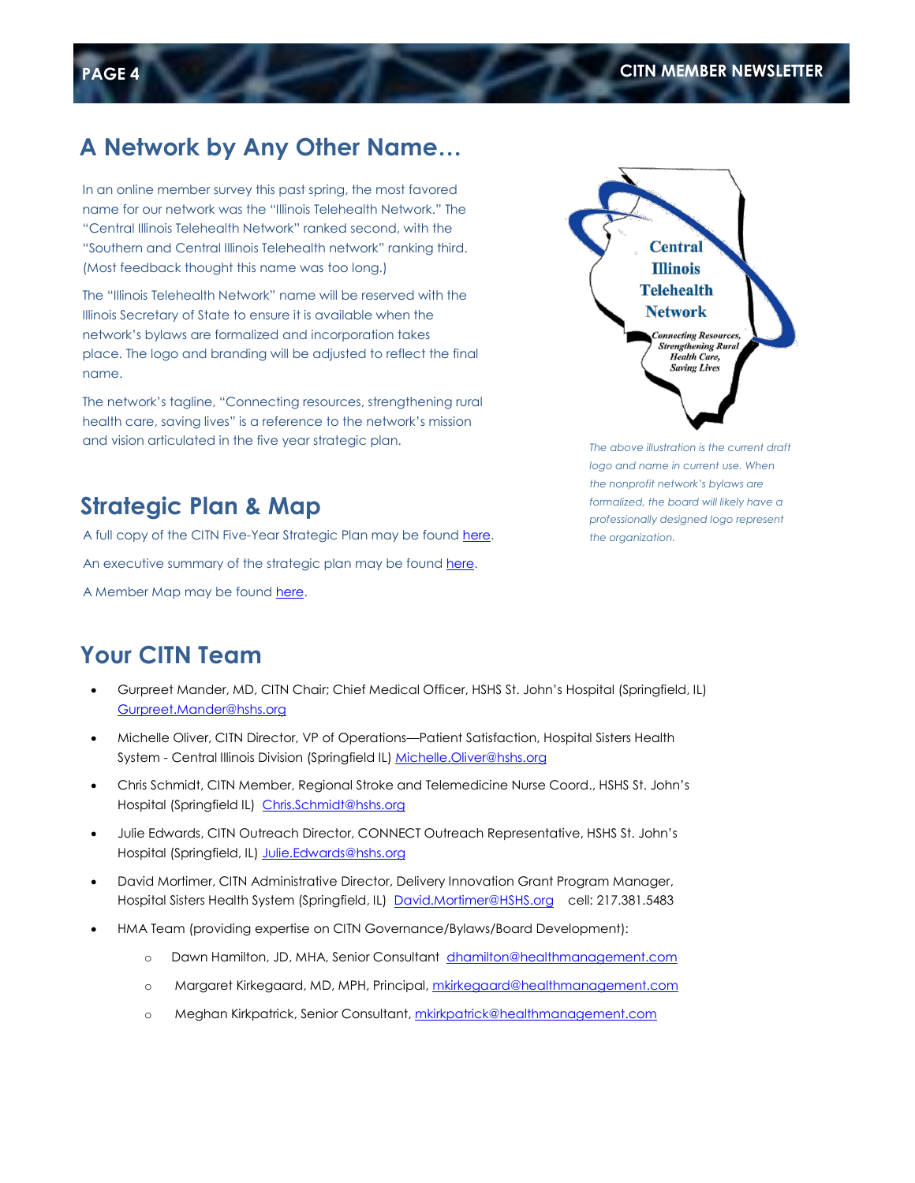## A Network by Any Other Name…

In an online member survey this past spring, the most favored name for our network was the "Illinois Telehealth Network." The "Central Illinois Telehealth Network" ranked second, with the "Southern and Central Illinois Telehealth network" ranking third. (Most feedback thought this name was too long.)

The "Illinois Telehealth Network" name will be reserved with the Illinois Secretary of State to ensure it is available when the network's bylaws are formalized and incorporation takes place. The logo and branding will be adjusted to reflect the final name.

The network's tagline, "Connecting resources, strengthening rural health care, saving lives" is a reference to the network's mission and vision articulated in the five year strategic plan.

Central Illinois Telehealth Network

Connecting Resources, Strengthening Rural Health Care, Saving Lives

*The above illustration is the current draft logo and name in current use. When the nonprofit network's bylaws are formalized, the board will likely have a professionally designed logo represent the organization.*

## Strategic Plan & Map

A full copy of the CITN Five-Year Strategic Plan may be found here.

An executive summary of the strategic plan may be found here.

A Member Map may be found here.

## Your CITN Team

- Gurpreet Mander, MD, CITN Chair; Chief Medical Officer, HSHS St. John's Hospital (Springfield, IL) Gurpreet.Mander@hshs.org
- Michelle Oliver, CITN Director, VP of Operations—Patient Satisfaction, Hospital Sisters Health System - Central Illinois Division (Springfield IL) Michelle.Oliver@hshs.org
- Chris Schmidt, CITN Member, Regional Stroke and Telemedicine Nurse Coord., HSHS St. John's Hospital (Springfield IL) Chris.Schmidt@hshs.org
- Julie Edwards, CITN Outreach Director, CONNECT Outreach Representative, HSHS St. John's Hospital (Springfield, IL) Julie.Edwards@hshs.org
- David Mortimer, CITN Administrative Director, Delivery Innovation Grant Program Manager, Hospital Sisters Health System (Springfield, IL) David.Mortimer@HSHS.org cell: 217.381.5483
- HMA Team (providing expertise on CITN Governance/Bylaws/Board Development):
  - Dawn Hamilton, JD, MHA, Senior Consultant dhamilton@healthmanagement.com
  - Margaret Kirkegaard, MD, MPH, Principal, mkirkegaard@healthmanagement.com
  - Meghan Kirkpatrick, Senior Consultant, mkirkpatrick@healthmanagement.com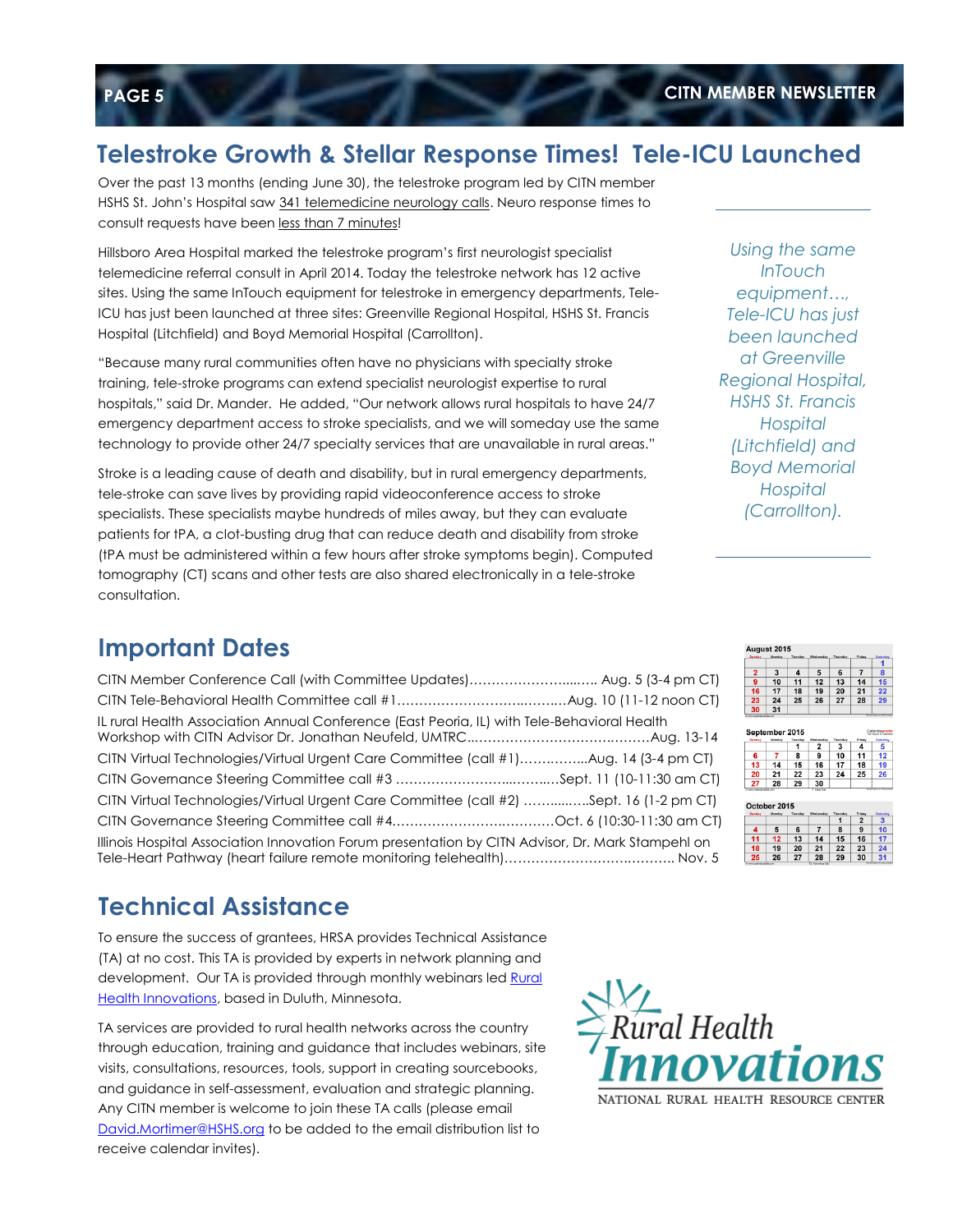## Telestroke Growth & Stellar Response Times! Tele-ICU Launched

Over the past 13 months (ending June 30), the telestroke program led by CITN member HSHS St. John's Hospital saw 341 telemedicine neurology calls. Neuro response times to consult requests have been less than 7 minutes!

Hillsboro Area Hospital marked the telestroke program's first neurologist specialist telemedicine referral consult in April 2014. Today the telestroke network has 12 active sites. Using the same InTouch equipment for telestroke in emergency departments, Tele-ICU has just been launched at three sites: Greenville Regional Hospital, HSHS St. Francis Hospital (Litchfield) and Boyd Memorial Hospital (Carrollton).

> *Using the same InTouch equipment…, Tele-ICU has just been launched at Greenville Regional Hospital, HSHS St. Francis Hospital (Litchfield) and Boyd Memorial Hospital (Carrollton).*

"Because many rural communities often have no physicians with specialty stroke training, tele-stroke programs can extend specialist neurologist expertise to rural hospitals," said Dr. Mander. He added, "Our network allows rural hospitals to have 24/7 emergency department access to stroke specialists, and we will someday use the same technology to provide other 24/7 specialty services that are unavailable in rural areas."

Stroke is a leading cause of death and disability, but in rural emergency departments, tele-stroke can save lives by providing rapid videoconference access to stroke specialists. These specialists maybe hundreds of miles away, but they can evaluate patients for tPA, a clot-busting drug that can reduce death and disability from stroke (tPA must be administered within a few hours after stroke symptoms begin). Computed tomography (CT) scans and other tests are also shared electronically in a tele-stroke consultation.

## Important Dates

- CITN Member Conference Call (with Committee Updates)…………………...….. Aug. 5 (3-4 pm CT)
- CITN Tele-Behavioral Health Committee call #1……………………………..……..Aug. 10 (11-12 noon CT)
- IL rural Health Association Annual Conference (East Peoria, IL) with Tele-Behavioral Health Workshop with CITN Advisor Dr. Jonathan Neufeld, UMTRC...…………………………….………Aug. 13-14
- CITN Virtual Technologies/Virtual Urgent Care Committee (call #1)……..……..Aug. 14 (3-4 pm CT)
- CITN Governance Steering Committee call #3 ……………………...……...…Sept. 11 (10-11:30 am CT)
- CITN Virtual Technologies/Virtual Urgent Care Committee (call #2) ……......…..Sept. 16 (1-2 pm CT)
- CITN Governance Steering Committee call #4……………………….………Oct. 6 (10:30-11:30 am CT)
- Illinois Hospital Association Innovation Forum presentation by CITN Advisor, Dr. Mark Stampehl on Tele-Heart Pathway (heart failure remote monitoring telehealth)……………………….………. Nov. 5

## Technical Assistance

To ensure the success of grantees, HRSA provides Technical Assistance (TA) at no cost. This TA is provided by experts in network planning and development. Our TA is provided through monthly webinars led Rural Health Innovations, based in Duluth, Minnesota.

TA services are provided to rural health networks across the country through education, training and guidance that includes webinars, site visits, consultations, resources, tools, support in creating sourcebooks, and guidance in self-assessment, evaluation and strategic planning. Any CITN member is welcome to join these TA calls (please email David.Mortimer@HSHS.org to be added to the email distribution list to receive calendar invites).

Rural Health Innovations
NATIONAL RURAL HEALTH RESOURCE CENTER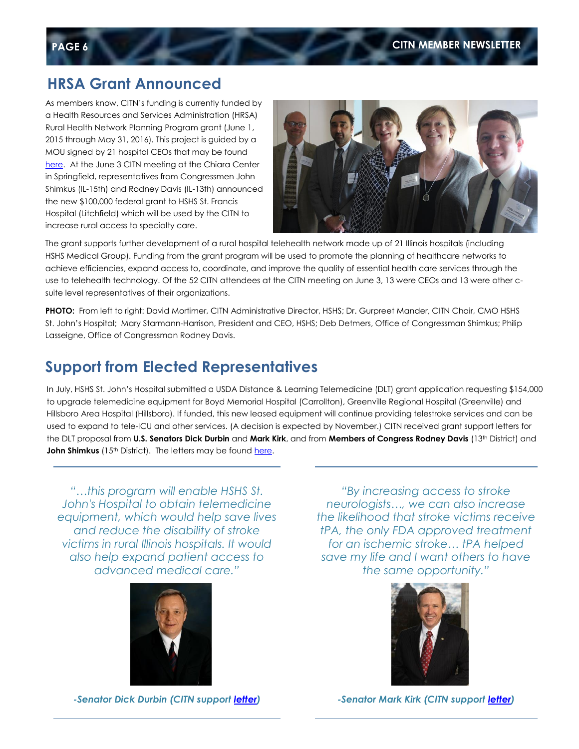## HRSA Grant Announced

As members know, CITN's funding is currently funded by a Health Resources and Services Administration (HRSA) Rural Health Network Planning Program grant (June 1, 2015 through May 31, 2016). This project is guided by a MOU signed by 21 hospital CEOs that may be found here. At the June 3 CITN meeting at the Chiara Center in Springfield, representatives from Congressmen John Shimkus (IL-15th) and Rodney Davis (IL-13th) announced the new $100,000 federal grant to HSHS St. Francis Hospital (Litchfield) which will be used by the CITN to increase rural access to specialty care.

The grant supports further development of a rural hospital telehealth network made up of 21 Illinois hospitals (including HSHS Medical Group). Funding from the grant program will be used to promote the planning of healthcare networks to achieve efficiencies, expand access to, coordinate, and improve the quality of essential health care services through the use to telehealth technology. Of the 52 CITN attendees at the CITN meeting on June 3, 13 were CEOs and 13 were other c-suite level representatives of their organizations.

**PHOTO:** From left to right: David Mortimer, CITN Administrative Director, HSHS; Dr. Gurpreet Mander, CITN Chair, CMO HSHS St. John's Hospital; Mary Starmann-Harrison, President and CEO, HSHS; Deb Detmers, Office of Congressman Shimkus; Philip Lasseigne, Office of Congressman Rodney Davis.

## Support from Elected Representatives

In July, HSHS St. John's Hospital submitted a USDA Distance & Learning Telemedicine (DLT) grant application requesting $154,000 to upgrade telemedicine equipment for Boyd Memorial Hospital (Carrollton), Greenville Regional Hospital (Greenville) and Hillsboro Area Hospital (Hillsboro). If funded, this new leased equipment will continue providing telestroke services and can be used to expand to tele-ICU and other services. (A decision is expected by November.) CITN received grant support letters for the DLT proposal from **U.S. Senators Dick Durbin** and **Mark Kirk**, and from **Members of Congress Rodney Davis** (13th District) and **John Shimkus** (15th District). The letters may be found here.

*"…this program will enable HSHS St. John's Hospital to obtain telemedicine equipment, which would help save lives and reduce the disability of stroke victims in rural Illinois hospitals. It would also help expand patient access to advanced medical care."*

***-Senator Dick Durbin (CITN support letter)***

*"By increasing access to stroke neurologists…, we can also increase the likelihood that stroke victims receive tPA, the only FDA approved treatment for an ischemic stroke… tPA helped save my life and I want others to have the same opportunity."*

***-Senator Mark Kirk (CITN support letter)***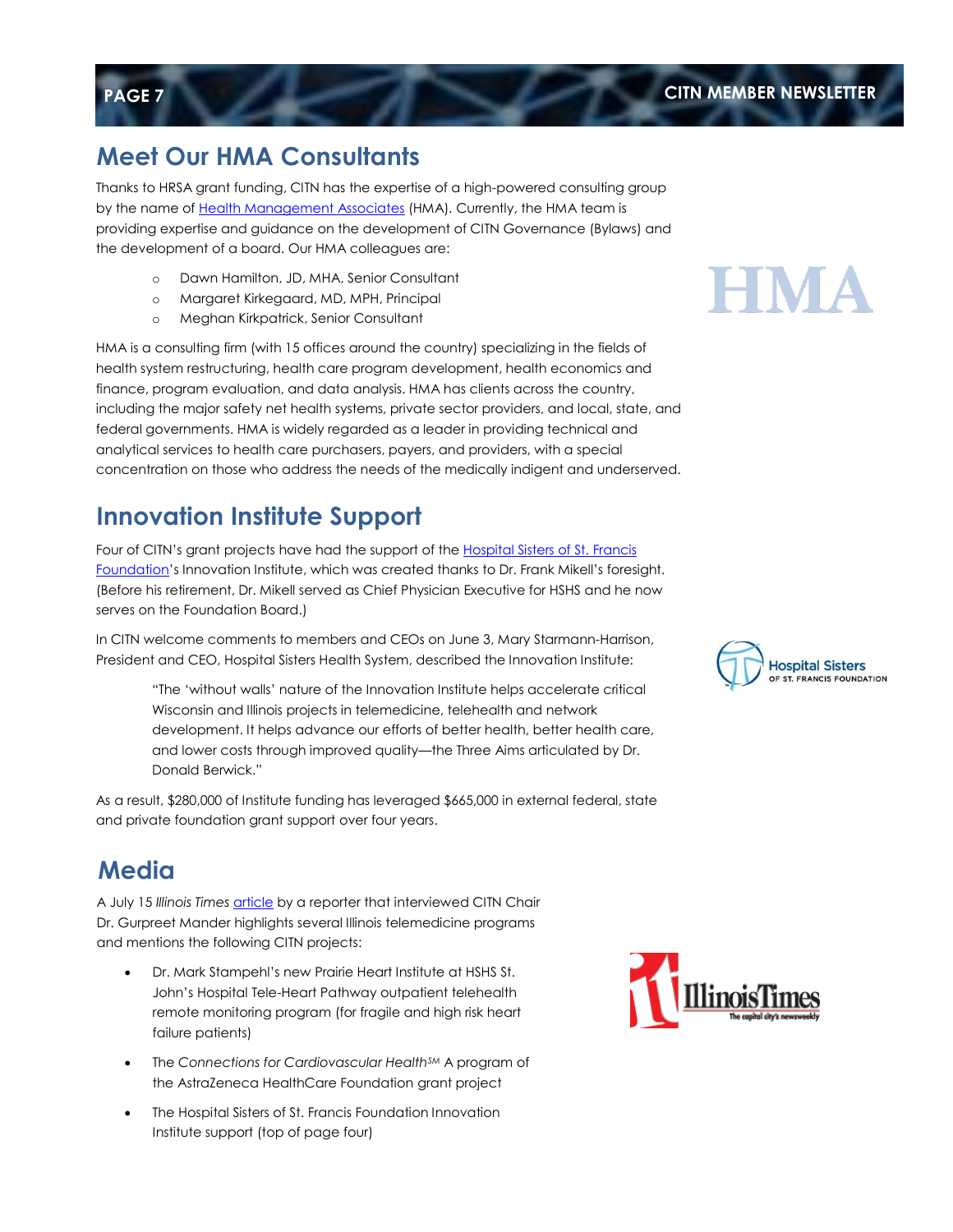## Meet Our HMA Consultants

Thanks to HRSA grant funding, CITN has the expertise of a high-powered consulting group by the name of Health Management Associates (HMA). Currently, the HMA team is providing expertise and guidance on the development of CITN Governance (Bylaws) and the development of a board. Our HMA colleagues are:

- Dawn Hamilton, JD, MHA, Senior Consultant
- Margaret Kirkegaard, MD, MPH, Principal
- Meghan Kirkpatrick, Senior Consultant

HMA is a consulting firm (with 15 offices around the country) specializing in the fields of health system restructuring, health care program development, health economics and finance, program evaluation, and data analysis. HMA has clients across the country, including the major safety net health systems, private sector providers, and local, state, and federal governments. HMA is widely regarded as a leader in providing technical and analytical services to health care purchasers, payers, and providers, with a special concentration on those who address the needs of the medically indigent and underserved.

## Innovation Institute Support

Four of CITN's grant projects have had the support of the Hospital Sisters of St. Francis Foundation's Innovation Institute, which was created thanks to Dr. Frank Mikell's foresight. (Before his retirement, Dr. Mikell served as Chief Physician Executive for HSHS and he now serves on the Foundation Board.)

In CITN welcome comments to members and CEOs on June 3, Mary Starmann-Harrison, President and CEO, Hospital Sisters Health System, described the Innovation Institute:

> "The 'without walls' nature of the Innovation Institute helps accelerate critical Wisconsin and Illinois projects in telemedicine, telehealth and network development. It helps advance our efforts of better health, better health care, and lower costs through improved quality—the Three Aims articulated by Dr. Donald Berwick."

As a result, $280,000 of Institute funding has leveraged $665,000 in external federal, state and private foundation grant support over four years.

## Media

A July 15 *Illinois Times* article by a reporter that interviewed CITN Chair Dr. Gurpreet Mander highlights several Illinois telemedicine programs and mentions the following CITN projects:

- Dr. Mark Stampehl's new Prairie Heart Institute at HSHS St. John's Hospital Tele-Heart Pathway outpatient telehealth remote monitoring program (for fragile and high risk heart failure patients)
- The *Connections for Cardiovascular Health℠* A program of the AstraZeneca HealthCare Foundation grant project
- The Hospital Sisters of St. Francis Foundation Innovation Institute support (top of page four)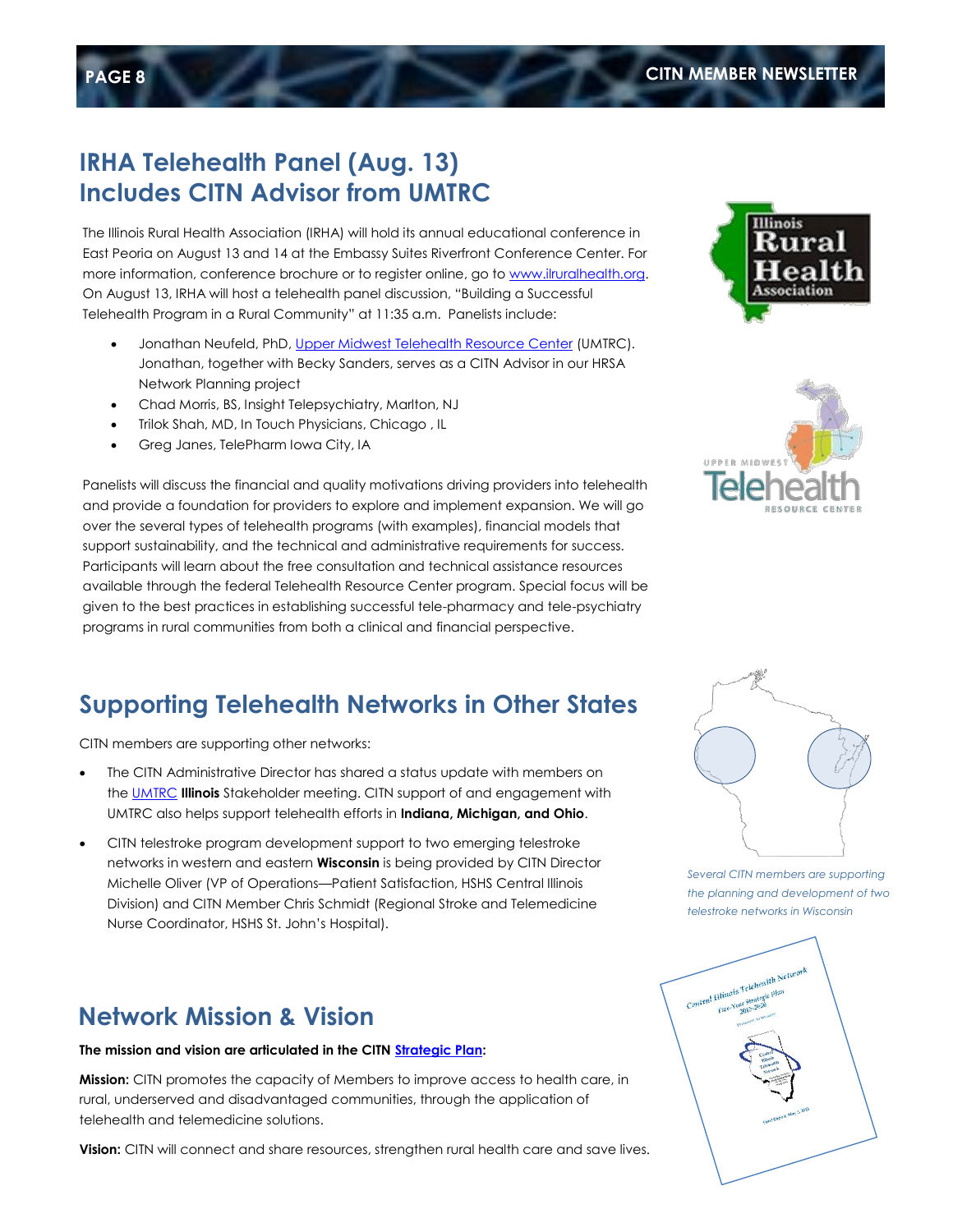## IRHA Telehealth Panel (Aug. 13) Includes CITN Advisor from UMTRC

The Illinois Rural Health Association (IRHA) will hold its annual educational conference in East Peoria on August 13 and 14 at the Embassy Suites Riverfront Conference Center. For more information, conference brochure or to register online, go to www.ilruralhealth.org. On August 13, IRHA will host a telehealth panel discussion, "Building a Successful Telehealth Program in a Rural Community" at 11:35 a.m. Panelists include:

- Jonathan Neufeld, PhD, Upper Midwest Telehealth Resource Center (UMTRC). Jonathan, together with Becky Sanders, serves as a CITN Advisor in our HRSA Network Planning project
- Chad Morris, BS, Insight Telepsychiatry, Marlton, NJ
- Trilok Shah, MD, In Touch Physicians, Chicago , IL
- Greg Janes, TelePharm Iowa City, IA

Panelists will discuss the financial and quality motivations driving providers into telehealth and provide a foundation for providers to explore and implement expansion. We will go over the several types of telehealth programs (with examples), financial models that support sustainability, and the technical and administrative requirements for success. Participants will learn about the free consultation and technical assistance resources available through the federal Telehealth Resource Center program. Special focus will be given to the best practices in establishing successful tele-pharmacy and tele-psychiatry programs in rural communities from both a clinical and financial perspective.

## Supporting Telehealth Networks in Other States

CITN members are supporting other networks:

- The CITN Administrative Director has shared a status update with members on the UMTRC **Illinois** Stakeholder meeting. CITN support of and engagement with UMTRC also helps support telehealth efforts in **Indiana, Michigan, and Ohio**.
- CITN telestroke program development support to two emerging telestroke networks in western and eastern **Wisconsin** is being provided by CITN Director Michelle Oliver (VP of Operations—Patient Satisfaction, HSHS Central Illinois Division) and CITN Member Chris Schmidt (Regional Stroke and Telemedicine Nurse Coordinator, HSHS St. John's Hospital).

*Several CITN members are supporting the planning and development of two telestroke networks in Wisconsin*

## Network Mission & Vision

**The mission and vision are articulated in the CITN Strategic Plan:**

**Mission:** CITN promotes the capacity of Members to improve access to health care, in rural, underserved and disadvantaged communities, through the application of telehealth and telemedicine solutions.

**Vision:** CITN will connect and share resources, strengthen rural health care and save lives.